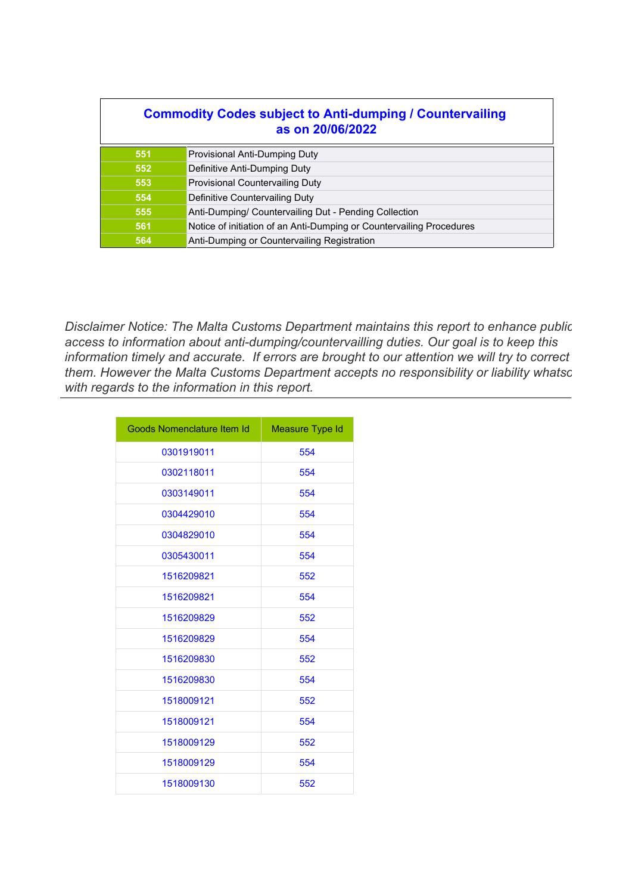## Commodity Codes subject to Anti-dumping / Countervailing as on 20/06/2022

| | |
|---|---|
| 551 | Provisional Anti-Dumping Duty |
| 552 | Definitive Anti-Dumping Duty |
| 553 | Provisional Countervailing Duty |
| 554 | Definitive Countervailing Duty |
| 555 | Anti-Dumping/ Countervailing Dut - Pending Collection |
| 561 | Notice of initiation of an Anti-Dumping or Countervailing Procedures |
| 564 | Anti-Dumping or Countervailing Registration |

*Disclaimer Notice: The Malta Customs Department maintains this report to enhance public access to information about anti-dumping/countervailling duties. Our goal is to keep this information timely and accurate. If errors are brought to our attention we will try to correct them. However the Malta Customs Department accepts no responsibility or liability whatso with regards to the information in this report.*

| Goods Nomenclature Item Id | Measure Type Id |
|---|---|
| 0301919011 | 554 |
| 0302118011 | 554 |
| 0303149011 | 554 |
| 0304429010 | 554 |
| 0304829010 | 554 |
| 0305430011 | 554 |
| 1516209821 | 552 |
| 1516209821 | 554 |
| 1516209829 | 552 |
| 1516209829 | 554 |
| 1516209830 | 552 |
| 1516209830 | 554 |
| 1518009121 | 552 |
| 1518009121 | 554 |
| 1518009129 | 552 |
| 1518009129 | 554 |
| 1518009130 | 552 |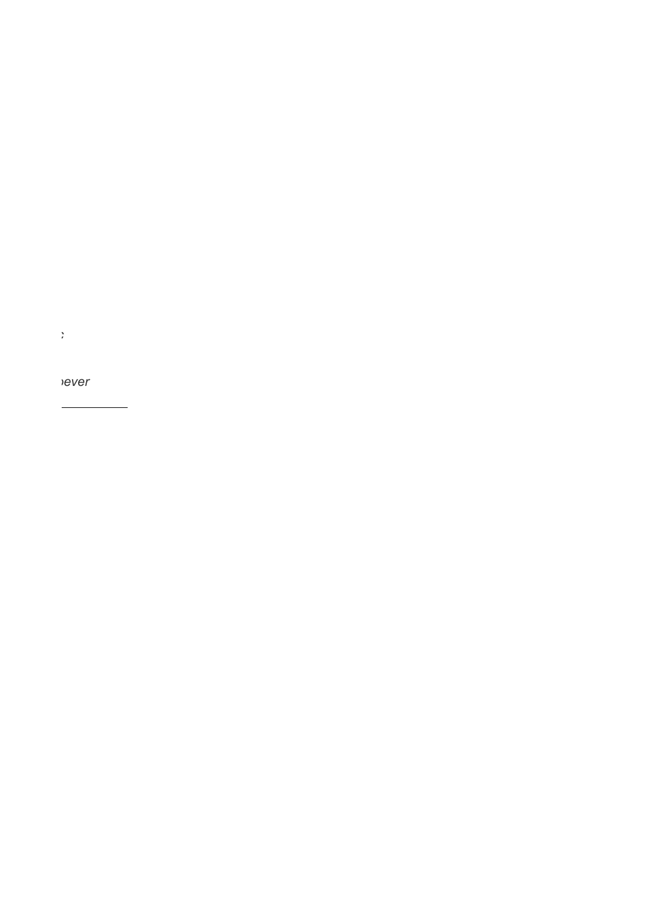*;*

*›ever*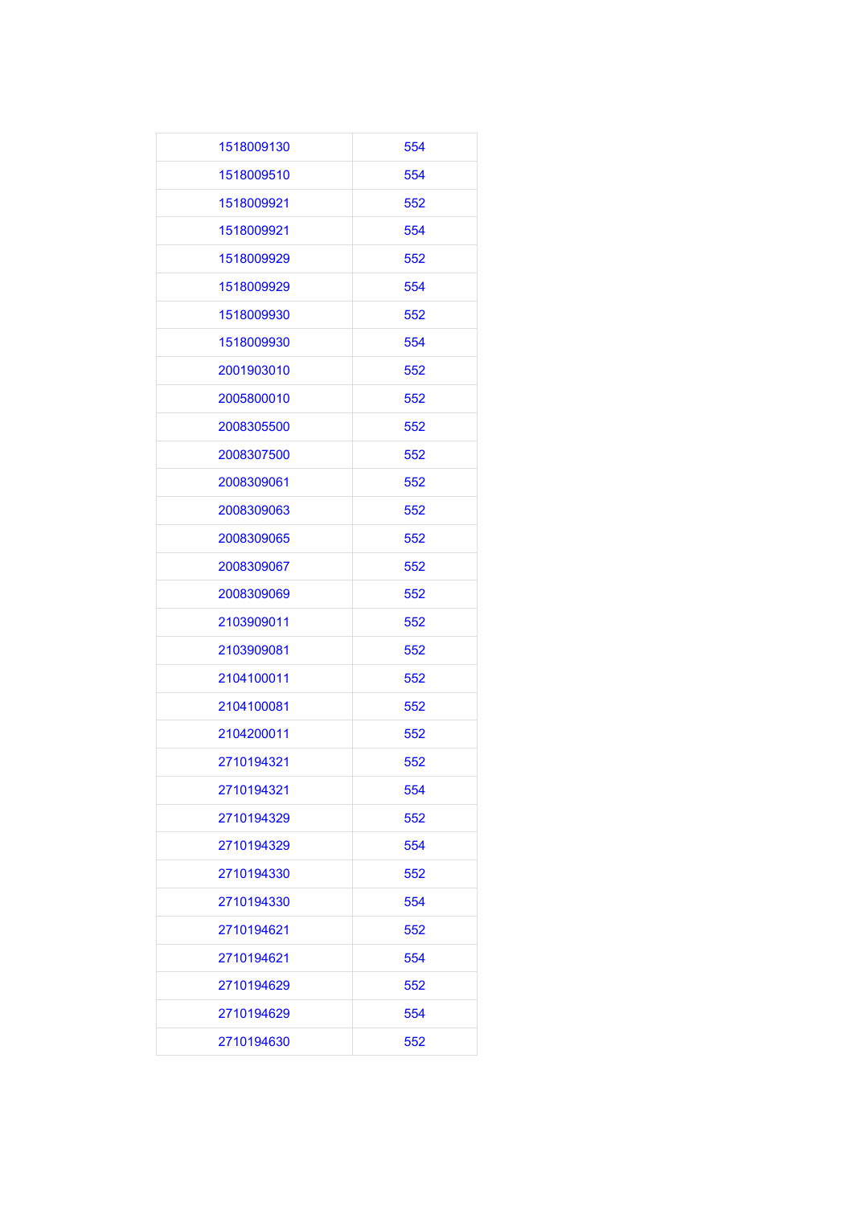| | |
|---|---|
| 1518009130 | 554 |
| 1518009510 | 554 |
| 1518009921 | 552 |
| 1518009921 | 554 |
| 1518009929 | 552 |
| 1518009929 | 554 |
| 1518009930 | 552 |
| 1518009930 | 554 |
| 2001903010 | 552 |
| 2005800010 | 552 |
| 2008305500 | 552 |
| 2008307500 | 552 |
| 2008309061 | 552 |
| 2008309063 | 552 |
| 2008309065 | 552 |
| 2008309067 | 552 |
| 2008309069 | 552 |
| 2103909011 | 552 |
| 2103909081 | 552 |
| 2104100011 | 552 |
| 2104100081 | 552 |
| 2104200011 | 552 |
| 2710194321 | 552 |
| 2710194321 | 554 |
| 2710194329 | 552 |
| 2710194329 | 554 |
| 2710194330 | 552 |
| 2710194330 | 554 |
| 2710194621 | 552 |
| 2710194621 | 554 |
| 2710194629 | 552 |
| 2710194629 | 554 |
| 2710194630 | 552 |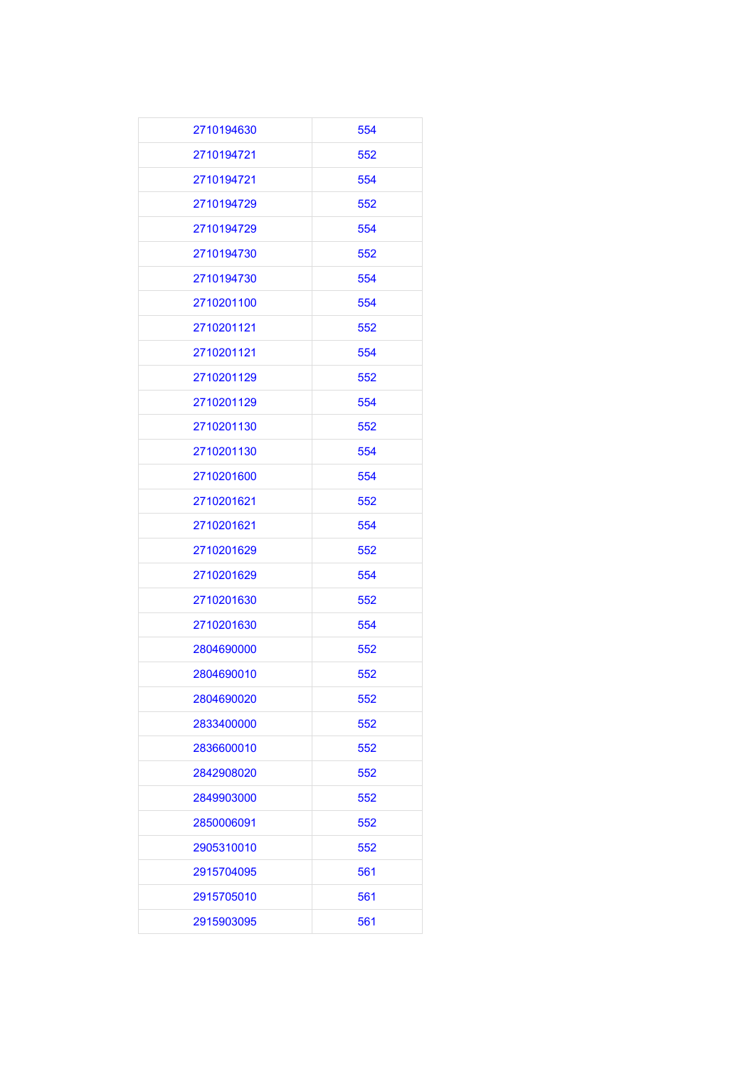| | |
|---|---|
| 2710194630 | 554 |
| 2710194721 | 552 |
| 2710194721 | 554 |
| 2710194729 | 552 |
| 2710194729 | 554 |
| 2710194730 | 552 |
| 2710194730 | 554 |
| 2710201100 | 554 |
| 2710201121 | 552 |
| 2710201121 | 554 |
| 2710201129 | 552 |
| 2710201129 | 554 |
| 2710201130 | 552 |
| 2710201130 | 554 |
| 2710201600 | 554 |
| 2710201621 | 552 |
| 2710201621 | 554 |
| 2710201629 | 552 |
| 2710201629 | 554 |
| 2710201630 | 552 |
| 2710201630 | 554 |
| 2804690000 | 552 |
| 2804690010 | 552 |
| 2804690020 | 552 |
| 2833400000 | 552 |
| 2836600010 | 552 |
| 2842908020 | 552 |
| 2849903000 | 552 |
| 2850006091 | 552 |
| 2905310010 | 552 |
| 2915704095 | 561 |
| 2915705010 | 561 |
| 2915903095 | 561 |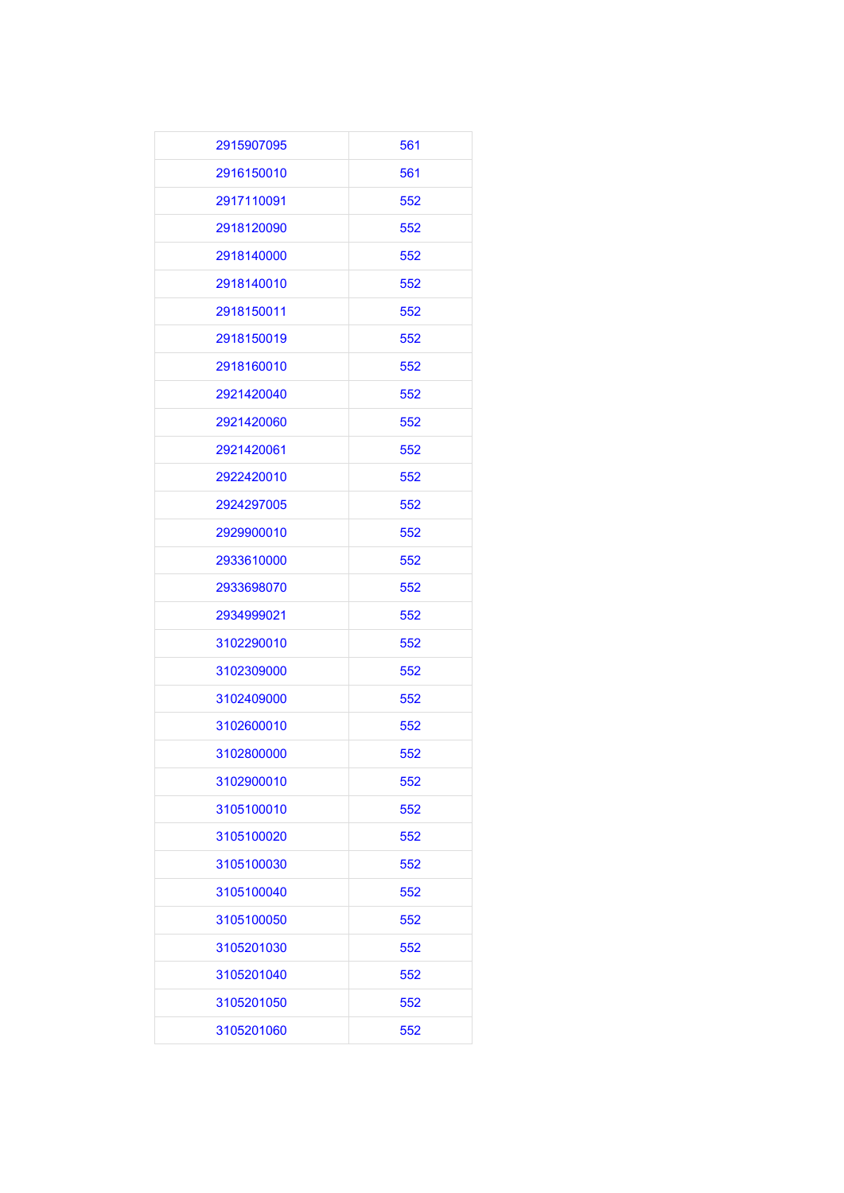| | |
|---|---|
| 2915907095 | 561 |
| 2916150010 | 561 |
| 2917110091 | 552 |
| 2918120090 | 552 |
| 2918140000 | 552 |
| 2918140010 | 552 |
| 2918150011 | 552 |
| 2918150019 | 552 |
| 2918160010 | 552 |
| 2921420040 | 552 |
| 2921420060 | 552 |
| 2921420061 | 552 |
| 2922420010 | 552 |
| 2924297005 | 552 |
| 2929900010 | 552 |
| 2933610000 | 552 |
| 2933698070 | 552 |
| 2934999021 | 552 |
| 3102290010 | 552 |
| 3102309000 | 552 |
| 3102409000 | 552 |
| 3102600010 | 552 |
| 3102800000 | 552 |
| 3102900010 | 552 |
| 3105100010 | 552 |
| 3105100020 | 552 |
| 3105100030 | 552 |
| 3105100040 | 552 |
| 3105100050 | 552 |
| 3105201030 | 552 |
| 3105201040 | 552 |
| 3105201050 | 552 |
| 3105201060 | 552 |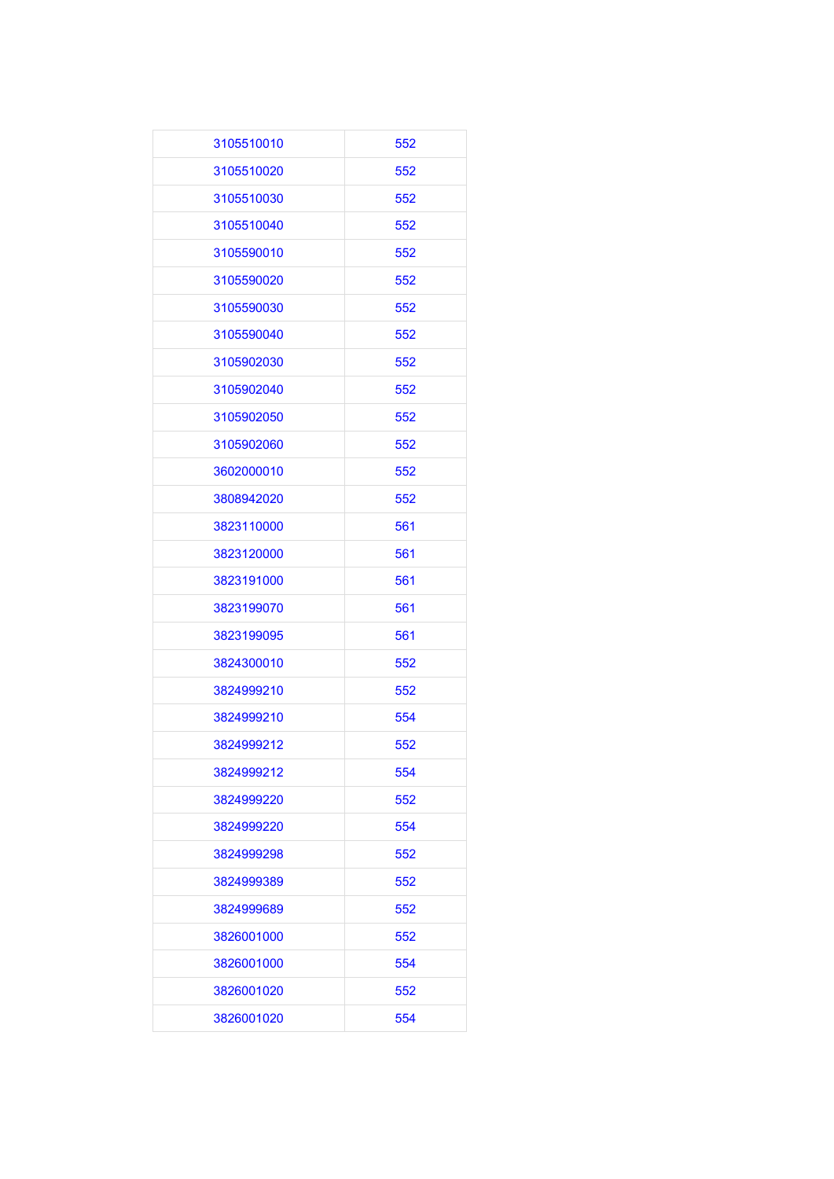| | |
|---|---|
| 3105510010 | 552 |
| 3105510020 | 552 |
| 3105510030 | 552 |
| 3105510040 | 552 |
| 3105590010 | 552 |
| 3105590020 | 552 |
| 3105590030 | 552 |
| 3105590040 | 552 |
| 3105902030 | 552 |
| 3105902040 | 552 |
| 3105902050 | 552 |
| 3105902060 | 552 |
| 3602000010 | 552 |
| 3808942020 | 552 |
| 3823110000 | 561 |
| 3823120000 | 561 |
| 3823191000 | 561 |
| 3823199070 | 561 |
| 3823199095 | 561 |
| 3824300010 | 552 |
| 3824999210 | 552 |
| 3824999210 | 554 |
| 3824999212 | 552 |
| 3824999212 | 554 |
| 3824999220 | 552 |
| 3824999220 | 554 |
| 3824999298 | 552 |
| 3824999389 | 552 |
| 3824999689 | 552 |
| 3826001000 | 552 |
| 3826001000 | 554 |
| 3826001020 | 552 |
| 3826001020 | 554 |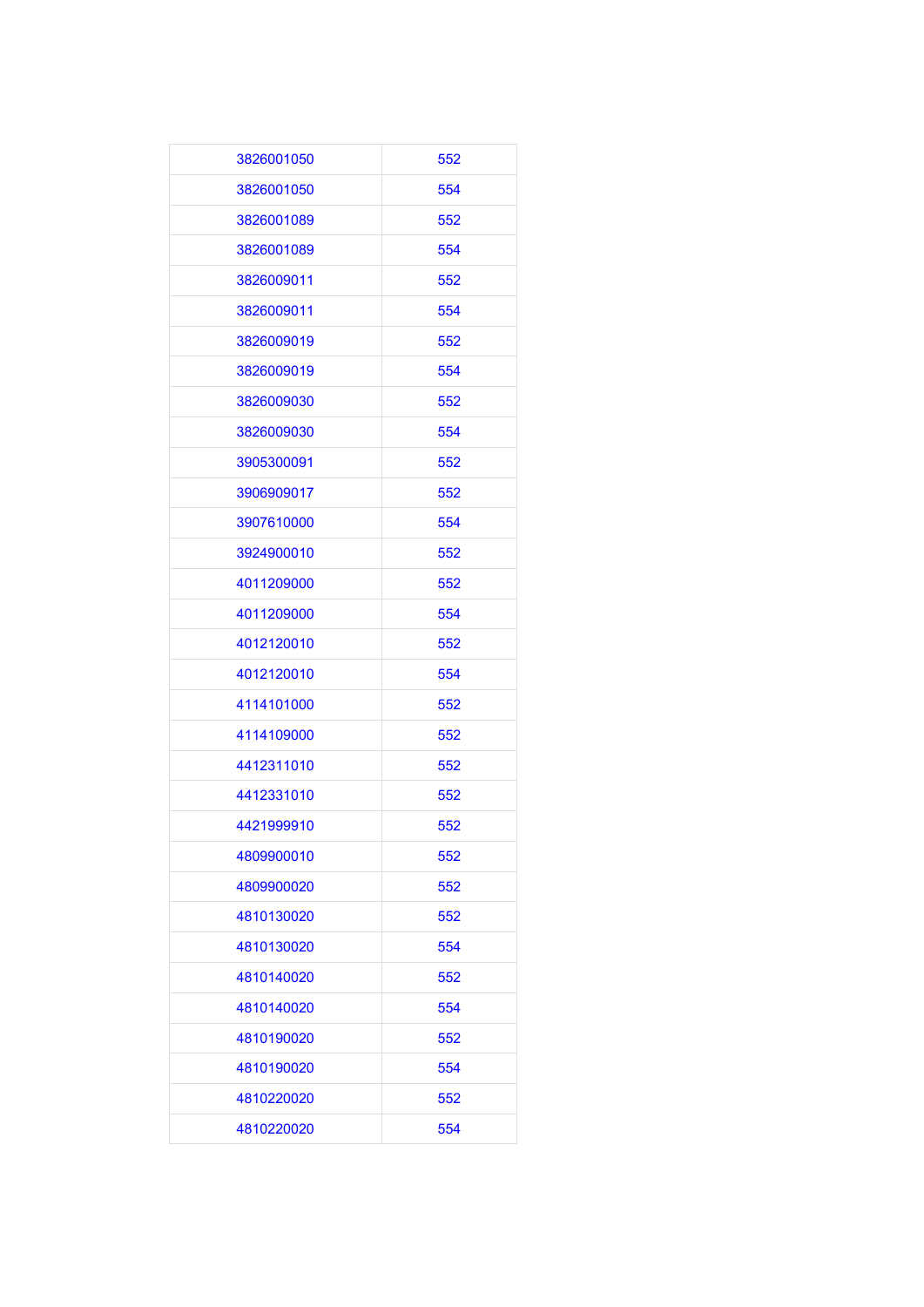| | |
|---|---|
| 3826001050 | 552 |
| 3826001050 | 554 |
| 3826001089 | 552 |
| 3826001089 | 554 |
| 3826009011 | 552 |
| 3826009011 | 554 |
| 3826009019 | 552 |
| 3826009019 | 554 |
| 3826009030 | 552 |
| 3826009030 | 554 |
| 3905300091 | 552 |
| 3906909017 | 552 |
| 3907610000 | 554 |
| 3924900010 | 552 |
| 4011209000 | 552 |
| 4011209000 | 554 |
| 4012120010 | 552 |
| 4012120010 | 554 |
| 4114101000 | 552 |
| 4114109000 | 552 |
| 4412311010 | 552 |
| 4412331010 | 552 |
| 4421999910 | 552 |
| 4809900010 | 552 |
| 4809900020 | 552 |
| 4810130020 | 552 |
| 4810130020 | 554 |
| 4810140020 | 552 |
| 4810140020 | 554 |
| 4810190020 | 552 |
| 4810190020 | 554 |
| 4810220020 | 552 |
| 4810220020 | 554 |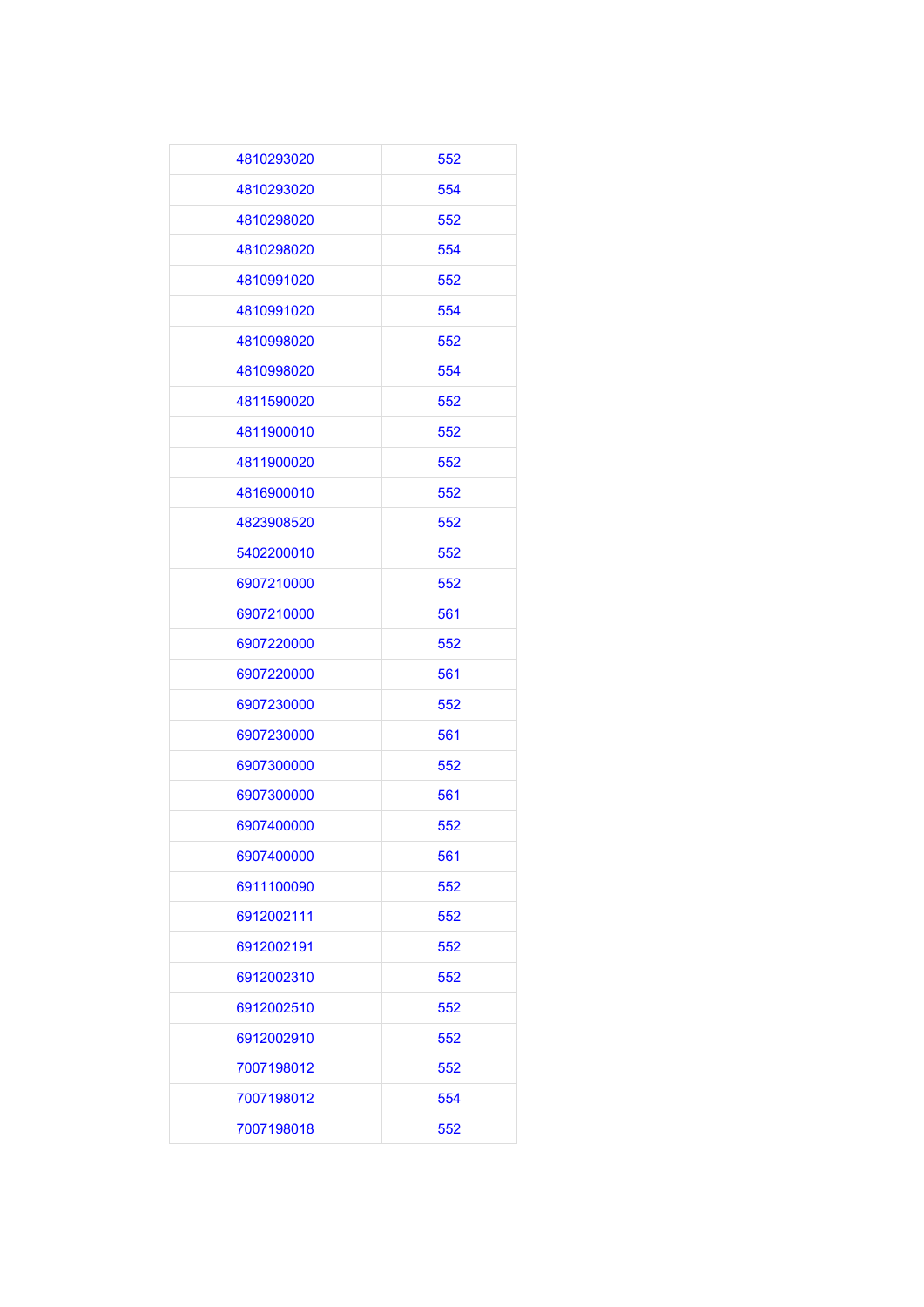| 4810293020 | 552 |
| --- | --- |
| 4810293020 | 554 |
| 4810298020 | 552 |
| 4810298020 | 554 |
| 4810991020 | 552 |
| 4810991020 | 554 |
| 4810998020 | 552 |
| 4810998020 | 554 |
| 4811590020 | 552 |
| 4811900010 | 552 |
| 4811900020 | 552 |
| 4816900010 | 552 |
| 4823908520 | 552 |
| 5402200010 | 552 |
| 6907210000 | 552 |
| 6907210000 | 561 |
| 6907220000 | 552 |
| 6907220000 | 561 |
| 6907230000 | 552 |
| 6907230000 | 561 |
| 6907300000 | 552 |
| 6907300000 | 561 |
| 6907400000 | 552 |
| 6907400000 | 561 |
| 6911100090 | 552 |
| 6912002111 | 552 |
| 6912002191 | 552 |
| 6912002310 | 552 |
| 6912002510 | 552 |
| 6912002910 | 552 |
| 7007198012 | 552 |
| 7007198012 | 554 |
| 7007198018 | 552 |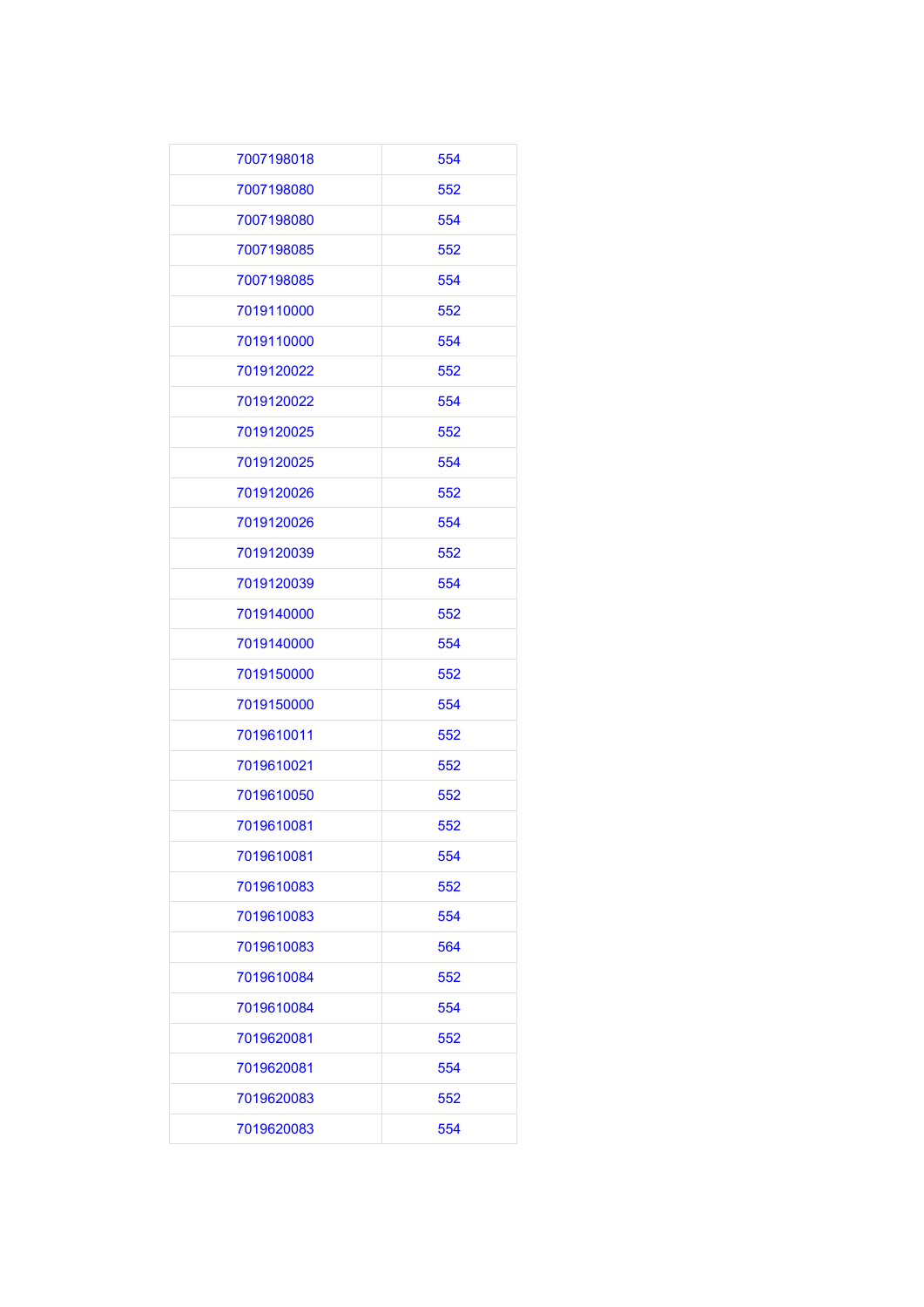| 7007198018 | 554 |
|---|---|
| 7007198080 | 552 |
| 7007198080 | 554 |
| 7007198085 | 552 |
| 7007198085 | 554 |
| 7019110000 | 552 |
| 7019110000 | 554 |
| 7019120022 | 552 |
| 7019120022 | 554 |
| 7019120025 | 552 |
| 7019120025 | 554 |
| 7019120026 | 552 |
| 7019120026 | 554 |
| 7019120039 | 552 |
| 7019120039 | 554 |
| 7019140000 | 552 |
| 7019140000 | 554 |
| 7019150000 | 552 |
| 7019150000 | 554 |
| 7019610011 | 552 |
| 7019610021 | 552 |
| 7019610050 | 552 |
| 7019610081 | 552 |
| 7019610081 | 554 |
| 7019610083 | 552 |
| 7019610083 | 554 |
| 7019610083 | 564 |
| 7019610084 | 552 |
| 7019610084 | 554 |
| 7019620081 | 552 |
| 7019620081 | 554 |
| 7019620083 | 552 |
| 7019620083 | 554 |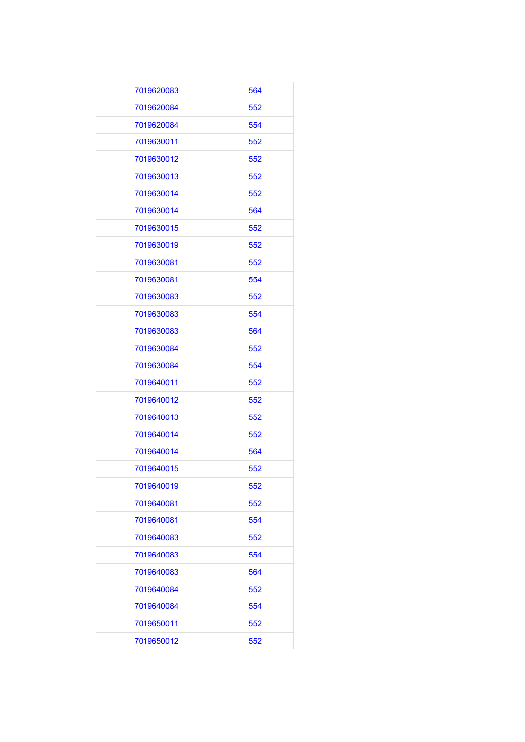| 7019620083 | 564 |
|---|---|
| 7019620084 | 552 |
| 7019620084 | 554 |
| 7019630011 | 552 |
| 7019630012 | 552 |
| 7019630013 | 552 |
| 7019630014 | 552 |
| 7019630014 | 564 |
| 7019630015 | 552 |
| 7019630019 | 552 |
| 7019630081 | 552 |
| 7019630081 | 554 |
| 7019630083 | 552 |
| 7019630083 | 554 |
| 7019630083 | 564 |
| 7019630084 | 552 |
| 7019630084 | 554 |
| 7019640011 | 552 |
| 7019640012 | 552 |
| 7019640013 | 552 |
| 7019640014 | 552 |
| 7019640014 | 564 |
| 7019640015 | 552 |
| 7019640019 | 552 |
| 7019640081 | 552 |
| 7019640081 | 554 |
| 7019640083 | 552 |
| 7019640083 | 554 |
| 7019640083 | 564 |
| 7019640084 | 552 |
| 7019640084 | 554 |
| 7019650011 | 552 |
| 7019650012 | 552 |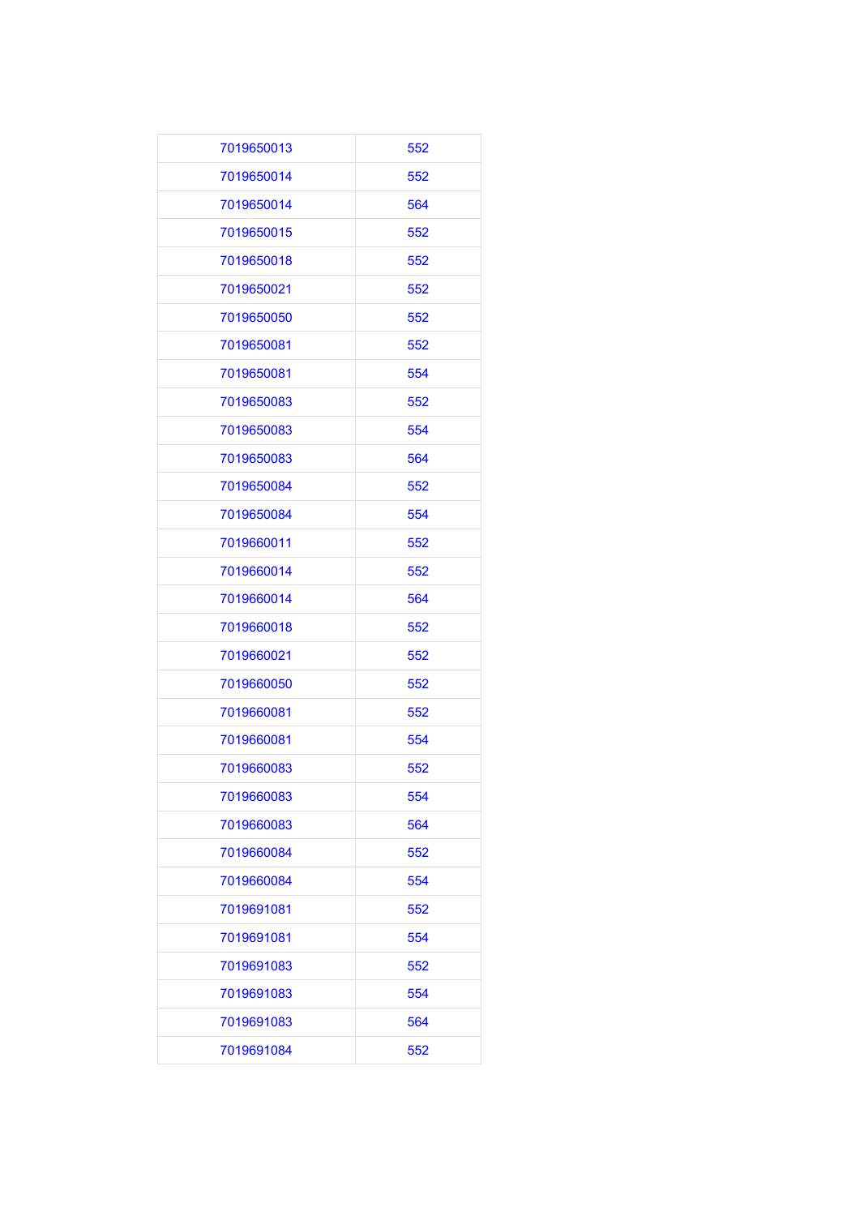| 7019650013 | 552 |
| --- | --- |
| 7019650014 | 552 |
| 7019650014 | 564 |
| 7019650015 | 552 |
| 7019650018 | 552 |
| 7019650021 | 552 |
| 7019650050 | 552 |
| 7019650081 | 552 |
| 7019650081 | 554 |
| 7019650083 | 552 |
| 7019650083 | 554 |
| 7019650083 | 564 |
| 7019650084 | 552 |
| 7019650084 | 554 |
| 7019660011 | 552 |
| 7019660014 | 552 |
| 7019660014 | 564 |
| 7019660018 | 552 |
| 7019660021 | 552 |
| 7019660050 | 552 |
| 7019660081 | 552 |
| 7019660081 | 554 |
| 7019660083 | 552 |
| 7019660083 | 554 |
| 7019660083 | 564 |
| 7019660084 | 552 |
| 7019660084 | 554 |
| 7019691081 | 552 |
| 7019691081 | 554 |
| 7019691083 | 552 |
| 7019691083 | 554 |
| 7019691083 | 564 |
| 7019691084 | 552 |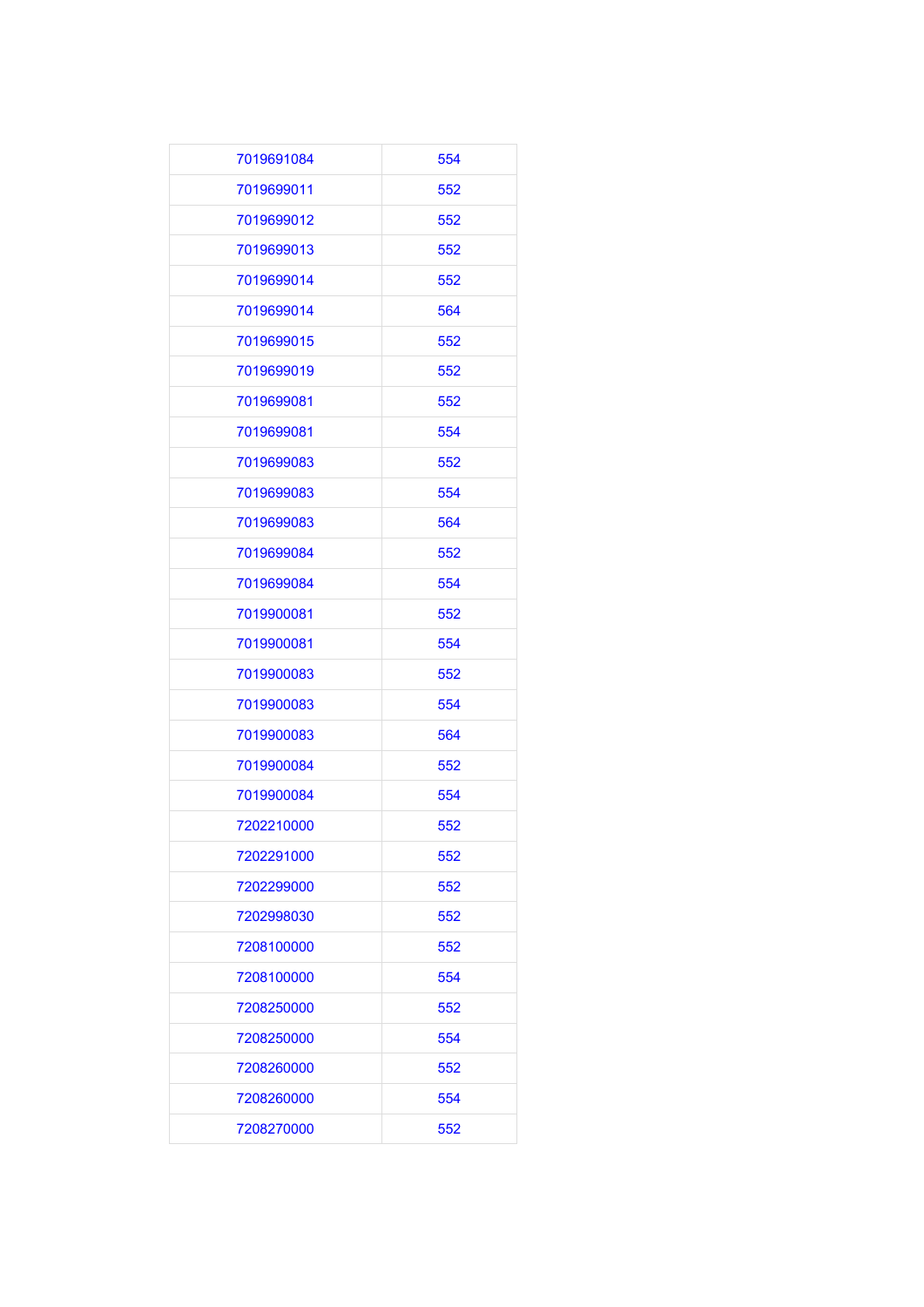| | |
|---|---|
| 7019691084 | 554 |
| 7019699011 | 552 |
| 7019699012 | 552 |
| 7019699013 | 552 |
| 7019699014 | 552 |
| 7019699014 | 564 |
| 7019699015 | 552 |
| 7019699019 | 552 |
| 7019699081 | 552 |
| 7019699081 | 554 |
| 7019699083 | 552 |
| 7019699083 | 554 |
| 7019699083 | 564 |
| 7019699084 | 552 |
| 7019699084 | 554 |
| 7019900081 | 552 |
| 7019900081 | 554 |
| 7019900083 | 552 |
| 7019900083 | 554 |
| 7019900083 | 564 |
| 7019900084 | 552 |
| 7019900084 | 554 |
| 7202210000 | 552 |
| 7202291000 | 552 |
| 7202299000 | 552 |
| 7202998030 | 552 |
| 7208100000 | 552 |
| 7208100000 | 554 |
| 7208250000 | 552 |
| 7208250000 | 554 |
| 7208260000 | 552 |
| 7208260000 | 554 |
| 7208270000 | 552 |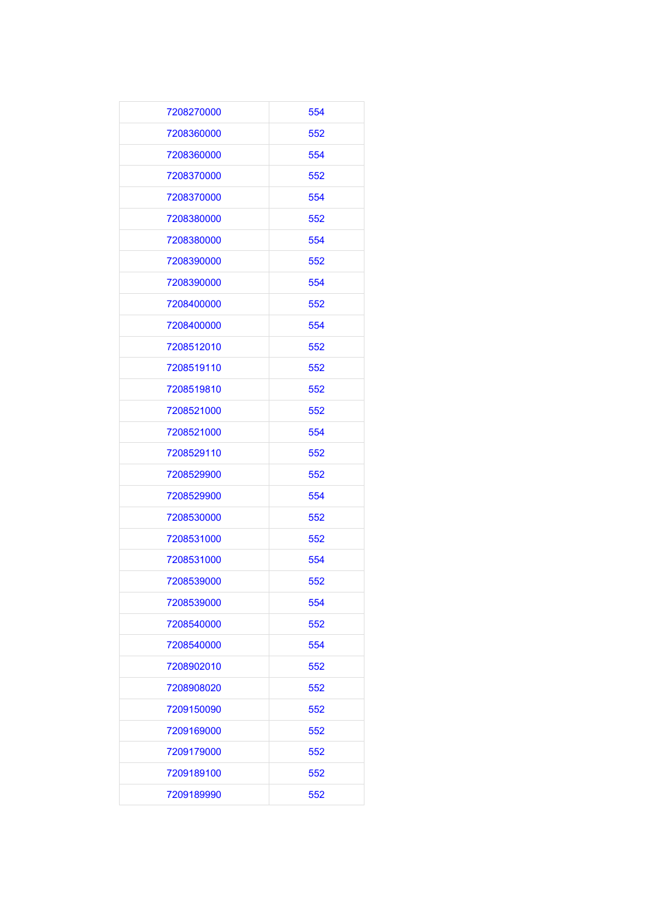| 7208270000 | 554 |
|---|---|
| 7208360000 | 552 |
| 7208360000 | 554 |
| 7208370000 | 552 |
| 7208370000 | 554 |
| 7208380000 | 552 |
| 7208380000 | 554 |
| 7208390000 | 552 |
| 7208390000 | 554 |
| 7208400000 | 552 |
| 7208400000 | 554 |
| 7208512010 | 552 |
| 7208519110 | 552 |
| 7208519810 | 552 |
| 7208521000 | 552 |
| 7208521000 | 554 |
| 7208529110 | 552 |
| 7208529900 | 552 |
| 7208529900 | 554 |
| 7208530000 | 552 |
| 7208531000 | 552 |
| 7208531000 | 554 |
| 7208539000 | 552 |
| 7208539000 | 554 |
| 7208540000 | 552 |
| 7208540000 | 554 |
| 7208902010 | 552 |
| 7208908020 | 552 |
| 7209150090 | 552 |
| 7209169000 | 552 |
| 7209179000 | 552 |
| 7209189100 | 552 |
| 7209189990 | 552 |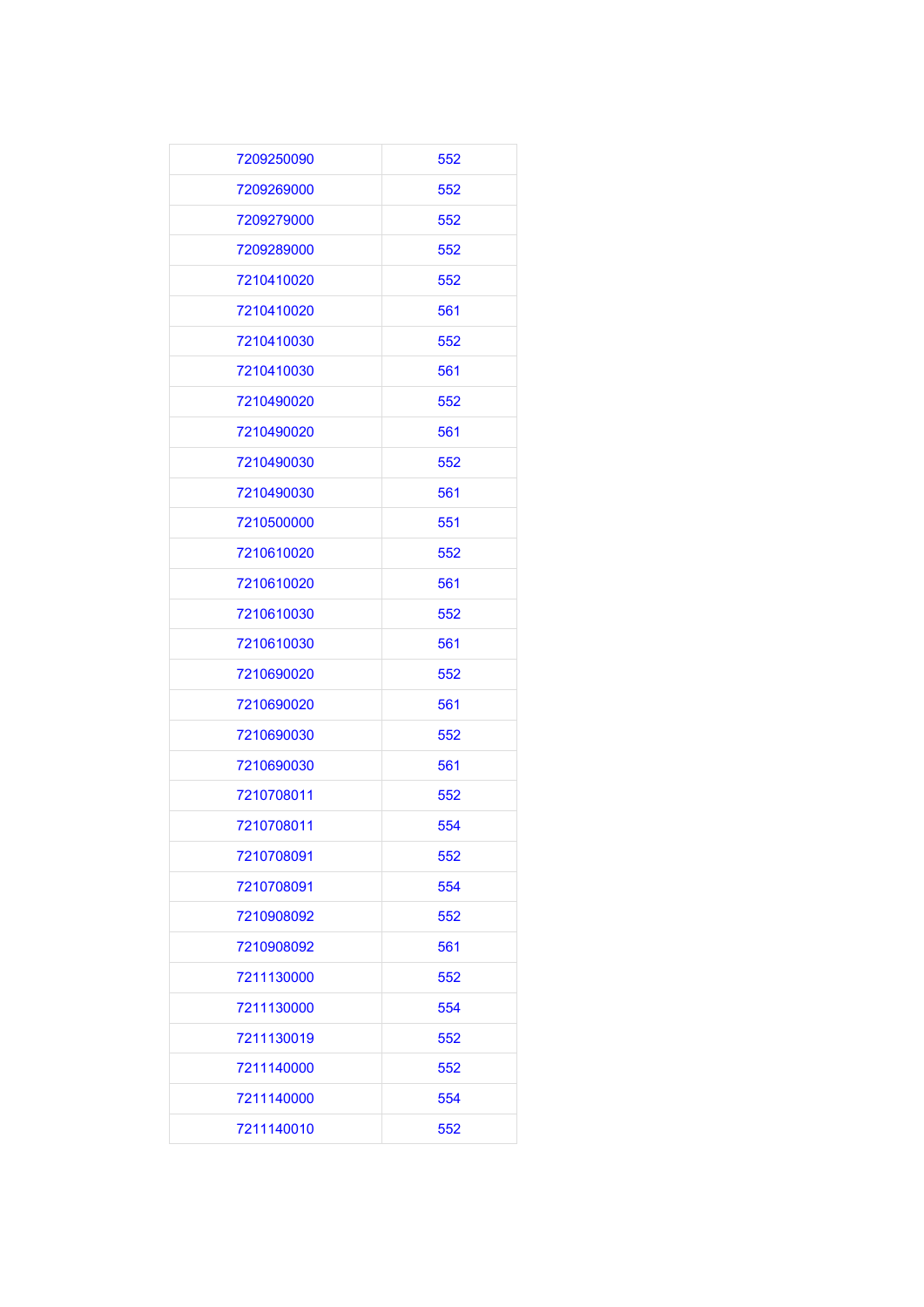| | |
|---|---|
| 7209250090 | 552 |
| 7209269000 | 552 |
| 7209279000 | 552 |
| 7209289000 | 552 |
| 7210410020 | 552 |
| 7210410020 | 561 |
| 7210410030 | 552 |
| 7210410030 | 561 |
| 7210490020 | 552 |
| 7210490020 | 561 |
| 7210490030 | 552 |
| 7210490030 | 561 |
| 7210500000 | 551 |
| 7210610020 | 552 |
| 7210610020 | 561 |
| 7210610030 | 552 |
| 7210610030 | 561 |
| 7210690020 | 552 |
| 7210690020 | 561 |
| 7210690030 | 552 |
| 7210690030 | 561 |
| 7210708011 | 552 |
| 7210708011 | 554 |
| 7210708091 | 552 |
| 7210708091 | 554 |
| 7210908092 | 552 |
| 7210908092 | 561 |
| 7211130000 | 552 |
| 7211130000 | 554 |
| 7211130019 | 552 |
| 7211140000 | 552 |
| 7211140000 | 554 |
| 7211140010 | 552 |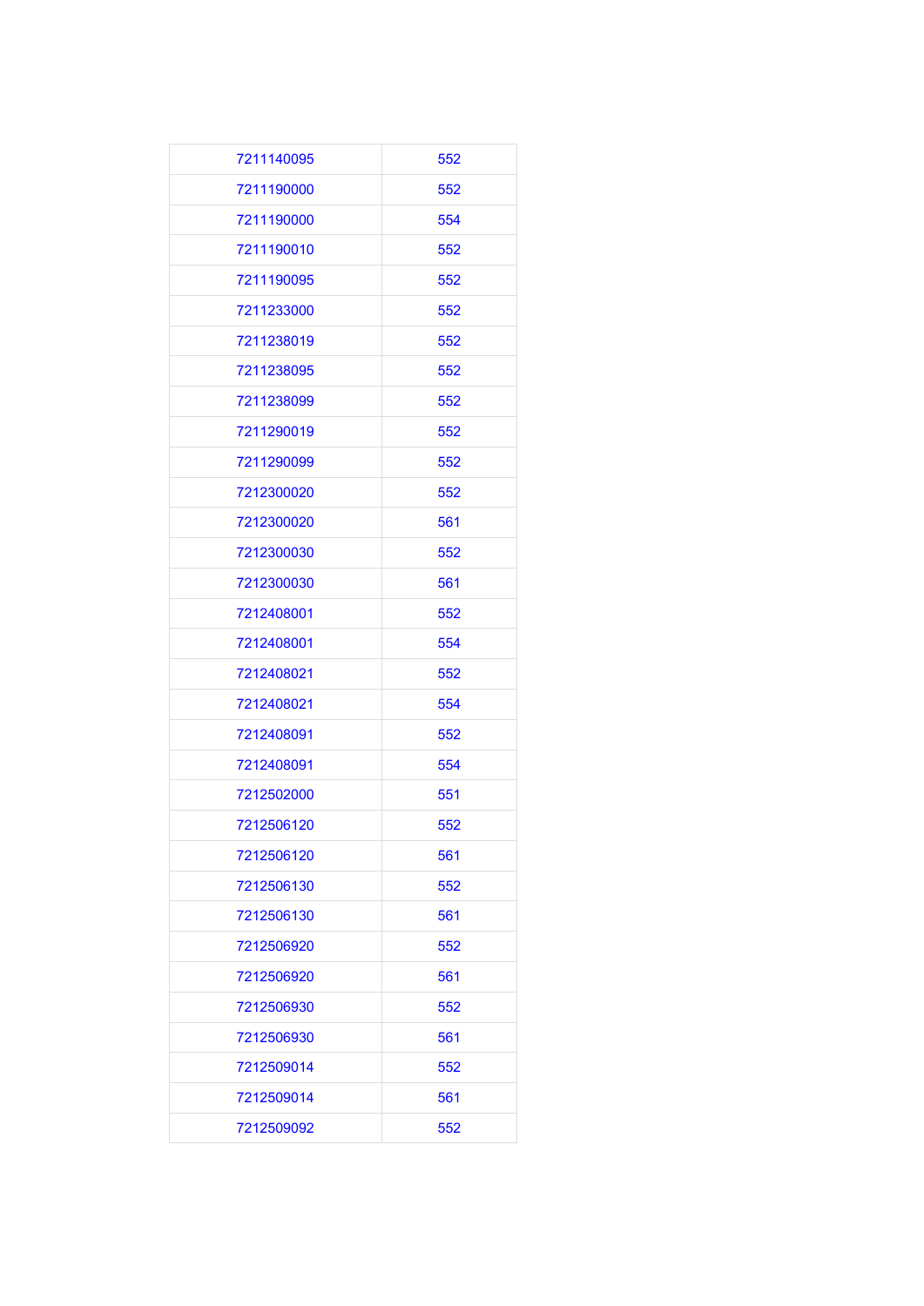| | |
|---|---|
| 7211140095 | 552 |
| 7211190000 | 552 |
| 7211190000 | 554 |
| 7211190010 | 552 |
| 7211190095 | 552 |
| 7211233000 | 552 |
| 7211238019 | 552 |
| 7211238095 | 552 |
| 7211238099 | 552 |
| 7211290019 | 552 |
| 7211290099 | 552 |
| 7212300020 | 552 |
| 7212300020 | 561 |
| 7212300030 | 552 |
| 7212300030 | 561 |
| 7212408001 | 552 |
| 7212408001 | 554 |
| 7212408021 | 552 |
| 7212408021 | 554 |
| 7212408091 | 552 |
| 7212408091 | 554 |
| 7212502000 | 551 |
| 7212506120 | 552 |
| 7212506120 | 561 |
| 7212506130 | 552 |
| 7212506130 | 561 |
| 7212506920 | 552 |
| 7212506920 | 561 |
| 7212506930 | 552 |
| 7212506930 | 561 |
| 7212509014 | 552 |
| 7212509014 | 561 |
| 7212509092 | 552 |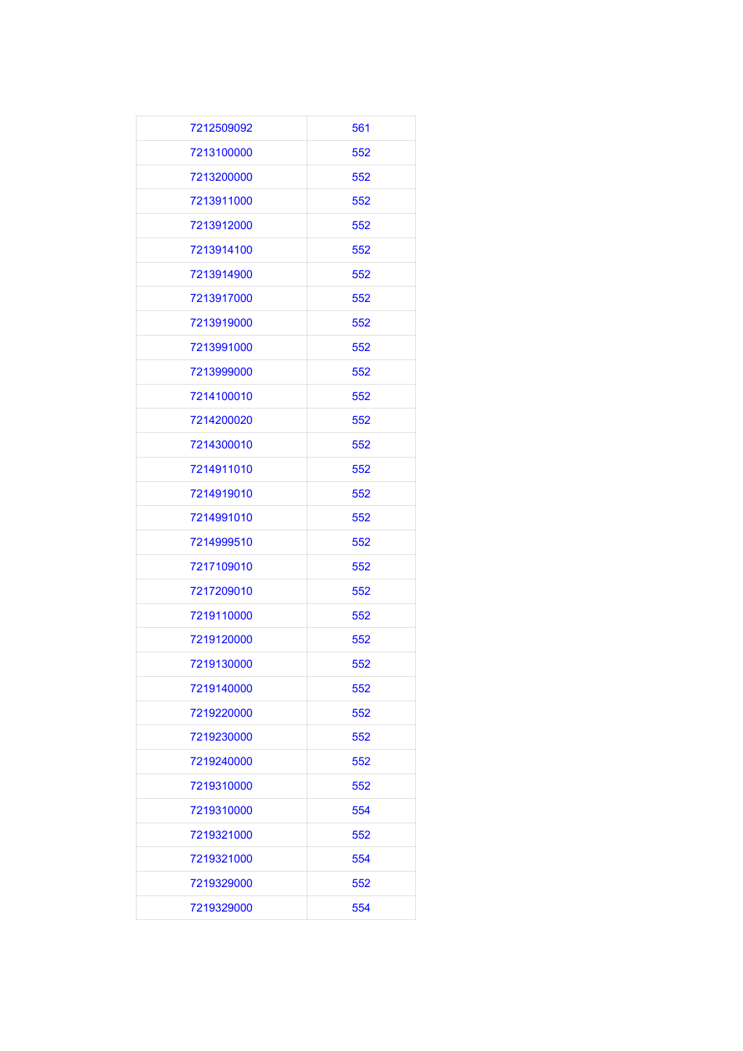| | |
|---|---|
| 7212509092 | 561 |
| 7213100000 | 552 |
| 7213200000 | 552 |
| 7213911000 | 552 |
| 7213912000 | 552 |
| 7213914100 | 552 |
| 7213914900 | 552 |
| 7213917000 | 552 |
| 7213919000 | 552 |
| 7213991000 | 552 |
| 7213999000 | 552 |
| 7214100010 | 552 |
| 7214200020 | 552 |
| 7214300010 | 552 |
| 7214911010 | 552 |
| 7214919010 | 552 |
| 7214991010 | 552 |
| 7214999510 | 552 |
| 7217109010 | 552 |
| 7217209010 | 552 |
| 7219110000 | 552 |
| 7219120000 | 552 |
| 7219130000 | 552 |
| 7219140000 | 552 |
| 7219220000 | 552 |
| 7219230000 | 552 |
| 7219240000 | 552 |
| 7219310000 | 552 |
| 7219310000 | 554 |
| 7219321000 | 552 |
| 7219321000 | 554 |
| 7219329000 | 552 |
| 7219329000 | 554 |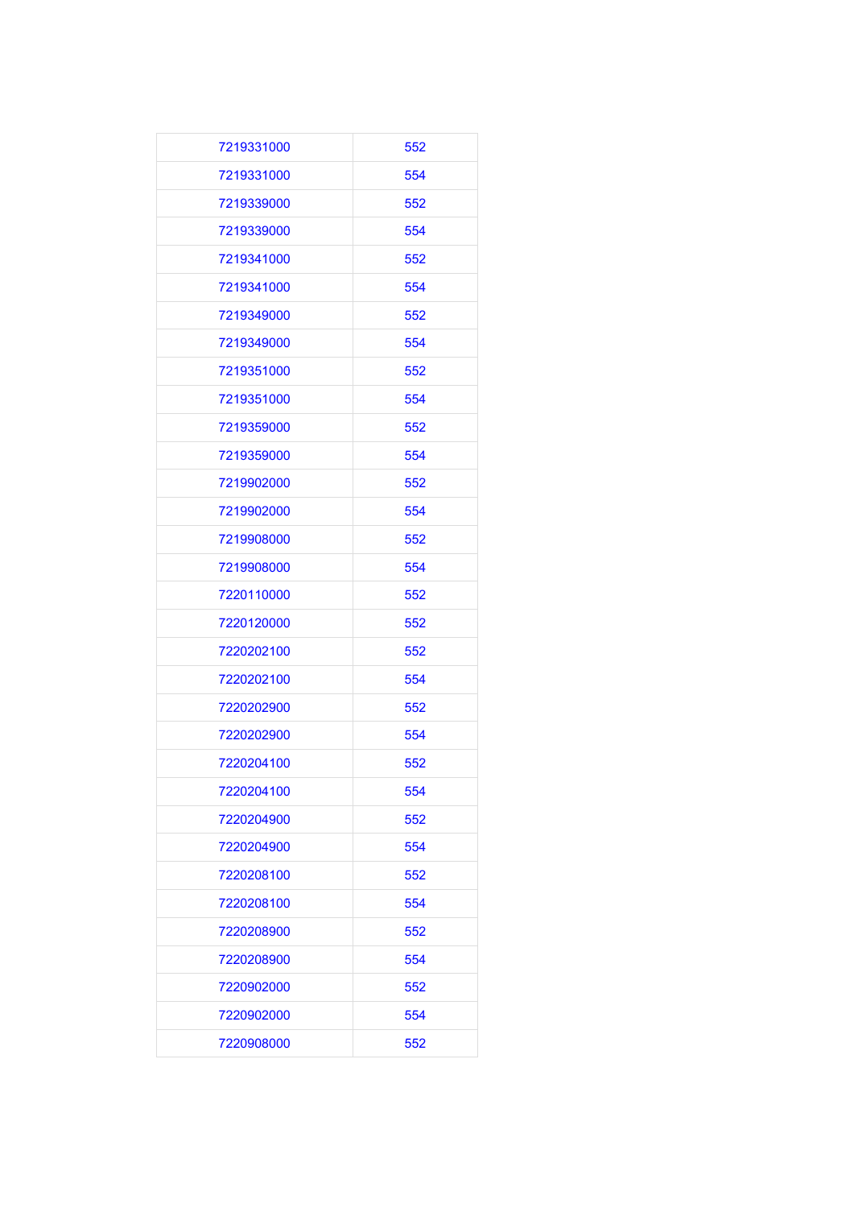| | |
|---|---|
| 7219331000 | 552 |
| 7219331000 | 554 |
| 7219339000 | 552 |
| 7219339000 | 554 |
| 7219341000 | 552 |
| 7219341000 | 554 |
| 7219349000 | 552 |
| 7219349000 | 554 |
| 7219351000 | 552 |
| 7219351000 | 554 |
| 7219359000 | 552 |
| 7219359000 | 554 |
| 7219902000 | 552 |
| 7219902000 | 554 |
| 7219908000 | 552 |
| 7219908000 | 554 |
| 7220110000 | 552 |
| 7220120000 | 552 |
| 7220202100 | 552 |
| 7220202100 | 554 |
| 7220202900 | 552 |
| 7220202900 | 554 |
| 7220204100 | 552 |
| 7220204100 | 554 |
| 7220204900 | 552 |
| 7220204900 | 554 |
| 7220208100 | 552 |
| 7220208100 | 554 |
| 7220208900 | 552 |
| 7220208900 | 554 |
| 7220902000 | 552 |
| 7220902000 | 554 |
| 7220908000 | 552 |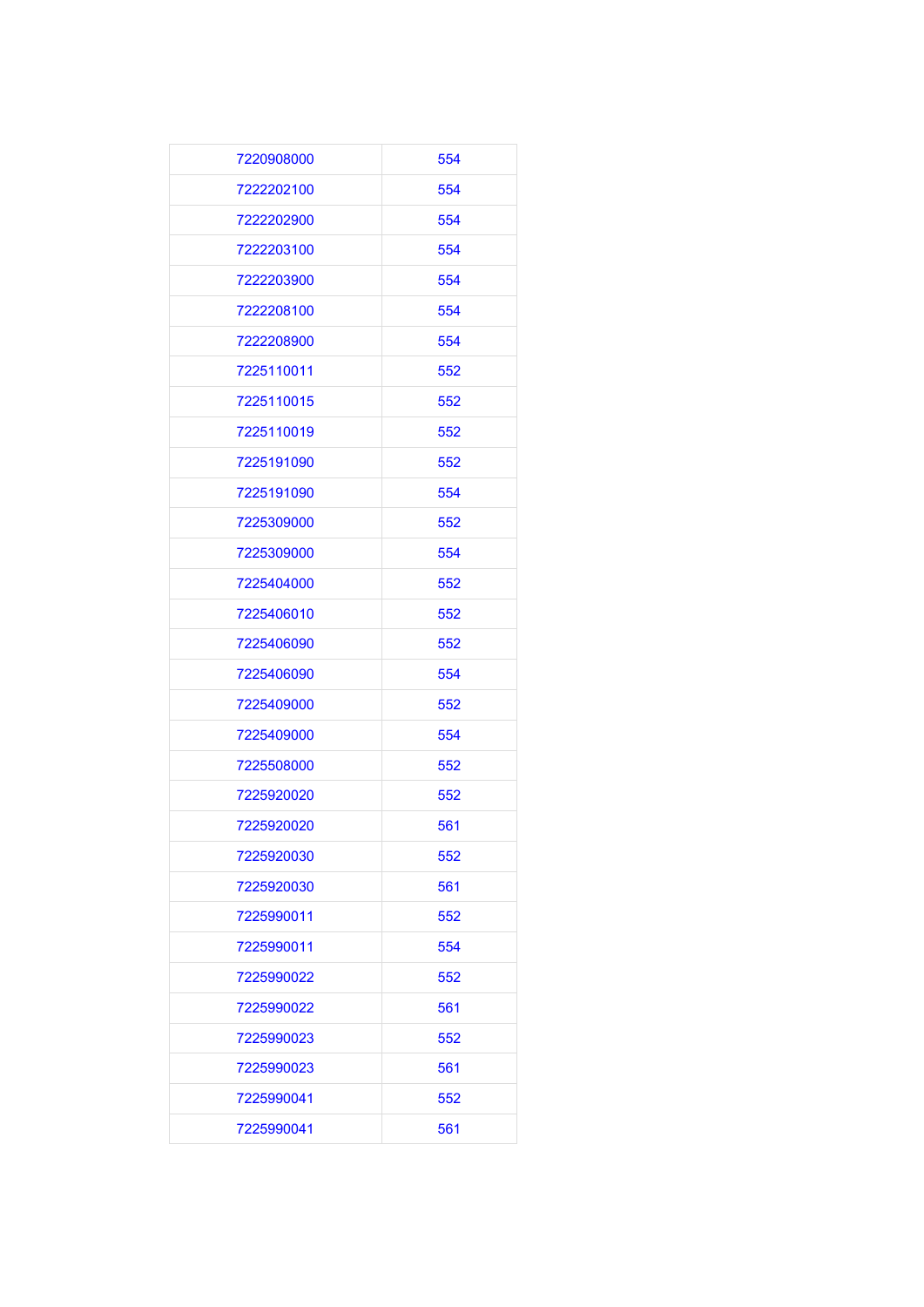| | |
|---|---|
| 7220908000 | 554 |
| 7222202100 | 554 |
| 7222202900 | 554 |
| 7222203100 | 554 |
| 7222203900 | 554 |
| 7222208100 | 554 |
| 7222208900 | 554 |
| 7225110011 | 552 |
| 7225110015 | 552 |
| 7225110019 | 552 |
| 7225191090 | 552 |
| 7225191090 | 554 |
| 7225309000 | 552 |
| 7225309000 | 554 |
| 7225404000 | 552 |
| 7225406010 | 552 |
| 7225406090 | 552 |
| 7225406090 | 554 |
| 7225409000 | 552 |
| 7225409000 | 554 |
| 7225508000 | 552 |
| 7225920020 | 552 |
| 7225920020 | 561 |
| 7225920030 | 552 |
| 7225920030 | 561 |
| 7225990011 | 552 |
| 7225990011 | 554 |
| 7225990022 | 552 |
| 7225990022 | 561 |
| 7225990023 | 552 |
| 7225990023 | 561 |
| 7225990041 | 552 |
| 7225990041 | 561 |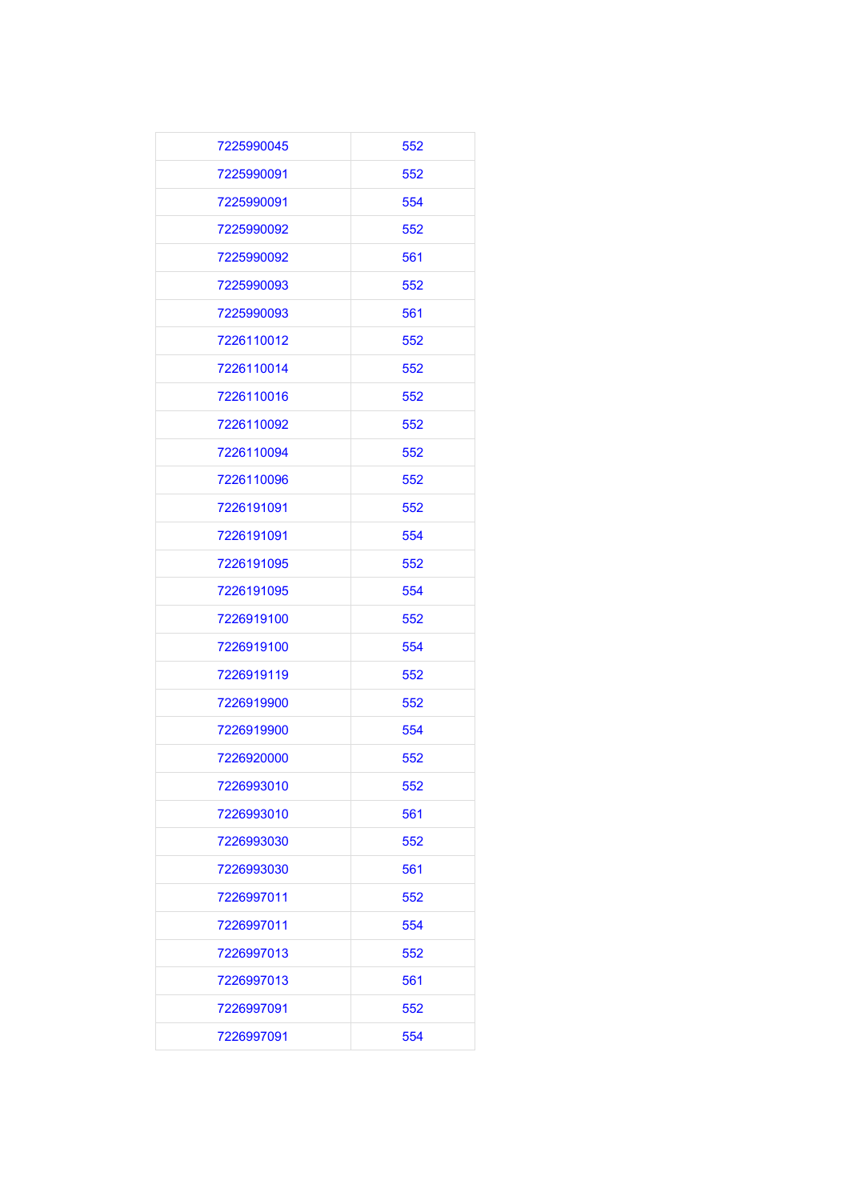| 7225990045 | 552 |
|---|---|
| 7225990091 | 552 |
| 7225990091 | 554 |
| 7225990092 | 552 |
| 7225990092 | 561 |
| 7225990093 | 552 |
| 7225990093 | 561 |
| 7226110012 | 552 |
| 7226110014 | 552 |
| 7226110016 | 552 |
| 7226110092 | 552 |
| 7226110094 | 552 |
| 7226110096 | 552 |
| 7226191091 | 552 |
| 7226191091 | 554 |
| 7226191095 | 552 |
| 7226191095 | 554 |
| 7226919100 | 552 |
| 7226919100 | 554 |
| 7226919119 | 552 |
| 7226919900 | 552 |
| 7226919900 | 554 |
| 7226920000 | 552 |
| 7226993010 | 552 |
| 7226993010 | 561 |
| 7226993030 | 552 |
| 7226993030 | 561 |
| 7226997011 | 552 |
| 7226997011 | 554 |
| 7226997013 | 552 |
| 7226997013 | 561 |
| 7226997091 | 552 |
| 7226997091 | 554 |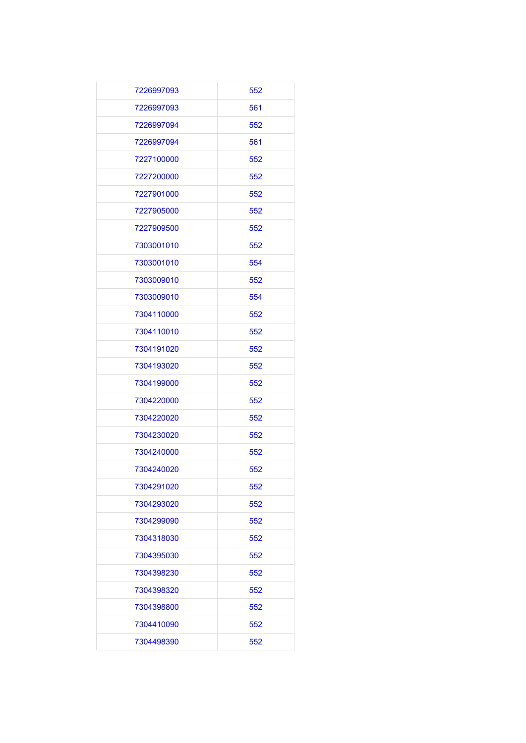| | |
|---|---|
| 7226997093 | 552 |
| 7226997093 | 561 |
| 7226997094 | 552 |
| 7226997094 | 561 |
| 7227100000 | 552 |
| 7227200000 | 552 |
| 7227901000 | 552 |
| 7227905000 | 552 |
| 7227909500 | 552 |
| 7303001010 | 552 |
| 7303001010 | 554 |
| 7303009010 | 552 |
| 7303009010 | 554 |
| 7304110000 | 552 |
| 7304110010 | 552 |
| 7304191020 | 552 |
| 7304193020 | 552 |
| 7304199000 | 552 |
| 7304220000 | 552 |
| 7304220020 | 552 |
| 7304230020 | 552 |
| 7304240000 | 552 |
| 7304240020 | 552 |
| 7304291020 | 552 |
| 7304293020 | 552 |
| 7304299090 | 552 |
| 7304318030 | 552 |
| 7304395030 | 552 |
| 7304398230 | 552 |
| 7304398320 | 552 |
| 7304398800 | 552 |
| 7304410090 | 552 |
| 7304498390 | 552 |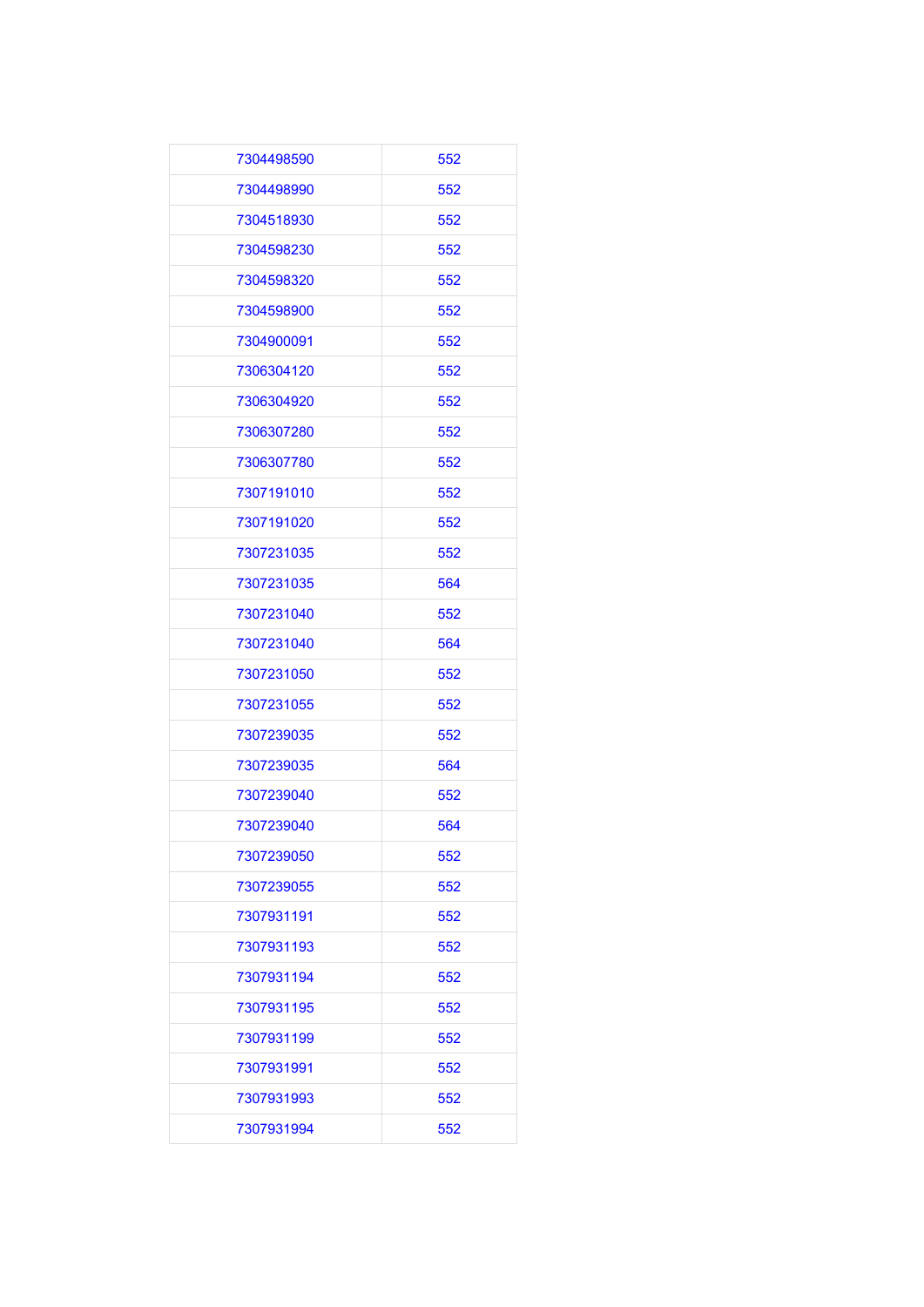| | |
|---|---|
| 7304498590 | 552 |
| 7304498990 | 552 |
| 7304518930 | 552 |
| 7304598230 | 552 |
| 7304598320 | 552 |
| 7304598900 | 552 |
| 7304900091 | 552 |
| 7306304120 | 552 |
| 7306304920 | 552 |
| 7306307280 | 552 |
| 7306307780 | 552 |
| 7307191010 | 552 |
| 7307191020 | 552 |
| 7307231035 | 552 |
| 7307231035 | 564 |
| 7307231040 | 552 |
| 7307231040 | 564 |
| 7307231050 | 552 |
| 7307231055 | 552 |
| 7307239035 | 552 |
| 7307239035 | 564 |
| 7307239040 | 552 |
| 7307239040 | 564 |
| 7307239050 | 552 |
| 7307239055 | 552 |
| 7307931191 | 552 |
| 7307931193 | 552 |
| 7307931194 | 552 |
| 7307931195 | 552 |
| 7307931199 | 552 |
| 7307931991 | 552 |
| 7307931993 | 552 |
| 7307931994 | 552 |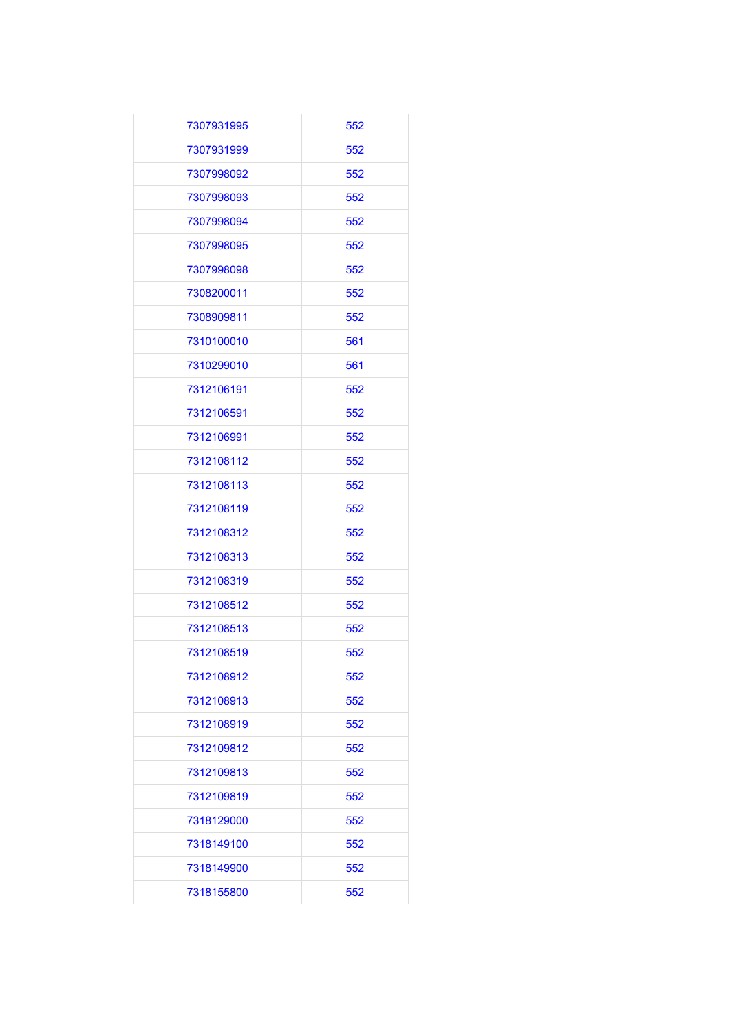| | |
|---|---|
| 7307931995 | 552 |
| 7307931999 | 552 |
| 7307998092 | 552 |
| 7307998093 | 552 |
| 7307998094 | 552 |
| 7307998095 | 552 |
| 7307998098 | 552 |
| 7308200011 | 552 |
| 7308909811 | 552 |
| 7310100010 | 561 |
| 7310299010 | 561 |
| 7312106191 | 552 |
| 7312106591 | 552 |
| 7312106991 | 552 |
| 7312108112 | 552 |
| 7312108113 | 552 |
| 7312108119 | 552 |
| 7312108312 | 552 |
| 7312108313 | 552 |
| 7312108319 | 552 |
| 7312108512 | 552 |
| 7312108513 | 552 |
| 7312108519 | 552 |
| 7312108912 | 552 |
| 7312108913 | 552 |
| 7312108919 | 552 |
| 7312109812 | 552 |
| 7312109813 | 552 |
| 7312109819 | 552 |
| 7318129000 | 552 |
| 7318149100 | 552 |
| 7318149900 | 552 |
| 7318155800 | 552 |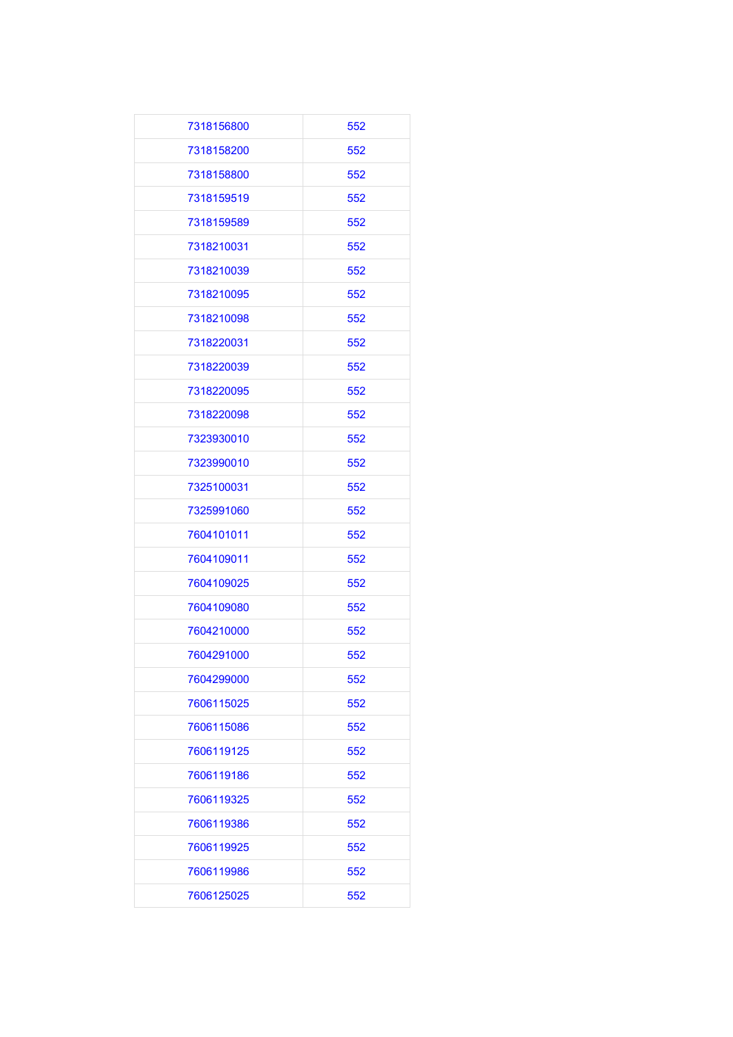| | |
|---|---|
| 7318156800 | 552 |
| 7318158200 | 552 |
| 7318158800 | 552 |
| 7318159519 | 552 |
| 7318159589 | 552 |
| 7318210031 | 552 |
| 7318210039 | 552 |
| 7318210095 | 552 |
| 7318210098 | 552 |
| 7318220031 | 552 |
| 7318220039 | 552 |
| 7318220095 | 552 |
| 7318220098 | 552 |
| 7323930010 | 552 |
| 7323990010 | 552 |
| 7325100031 | 552 |
| 7325991060 | 552 |
| 7604101011 | 552 |
| 7604109011 | 552 |
| 7604109025 | 552 |
| 7604109080 | 552 |
| 7604210000 | 552 |
| 7604291000 | 552 |
| 7604299000 | 552 |
| 7606115025 | 552 |
| 7606115086 | 552 |
| 7606119125 | 552 |
| 7606119186 | 552 |
| 7606119325 | 552 |
| 7606119386 | 552 |
| 7606119925 | 552 |
| 7606119986 | 552 |
| 7606125025 | 552 |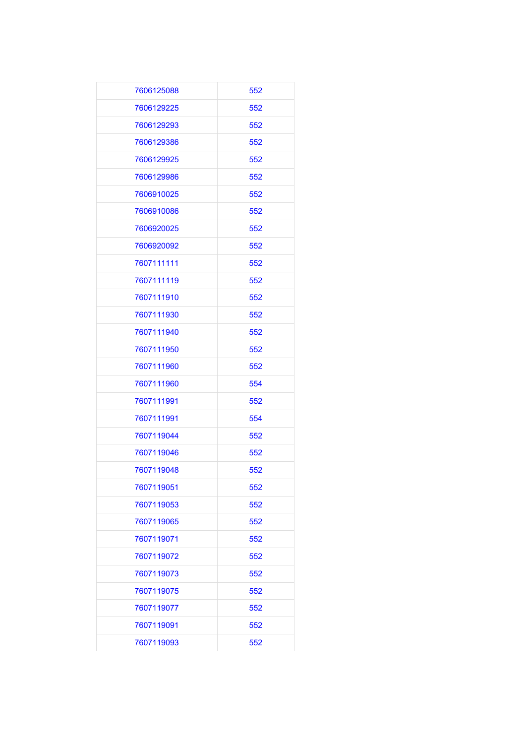| | |
|---|---|
| 7606125088 | 552 |
| 7606129225 | 552 |
| 7606129293 | 552 |
| 7606129386 | 552 |
| 7606129925 | 552 |
| 7606129986 | 552 |
| 7606910025 | 552 |
| 7606910086 | 552 |
| 7606920025 | 552 |
| 7606920092 | 552 |
| 7607111111 | 552 |
| 7607111119 | 552 |
| 7607111910 | 552 |
| 7607111930 | 552 |
| 7607111940 | 552 |
| 7607111950 | 552 |
| 7607111960 | 552 |
| 7607111960 | 554 |
| 7607111991 | 552 |
| 7607111991 | 554 |
| 7607119044 | 552 |
| 7607119046 | 552 |
| 7607119048 | 552 |
| 7607119051 | 552 |
| 7607119053 | 552 |
| 7607119065 | 552 |
| 7607119071 | 552 |
| 7607119072 | 552 |
| 7607119073 | 552 |
| 7607119075 | 552 |
| 7607119077 | 552 |
| 7607119091 | 552 |
| 7607119093 | 552 |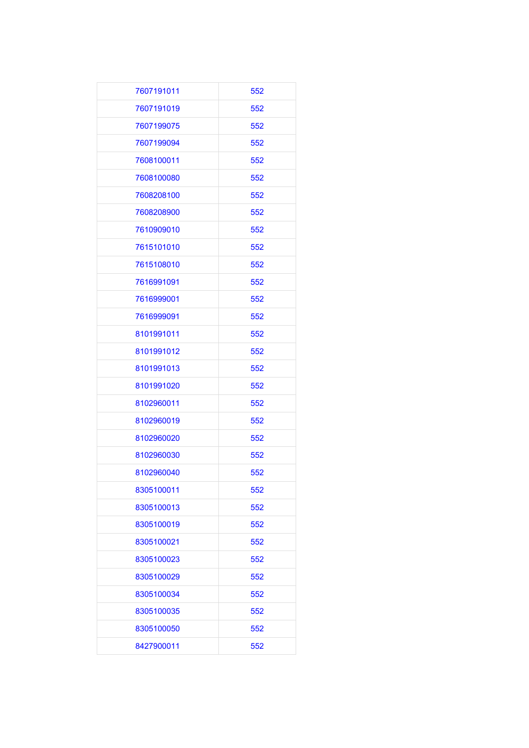| 7607191011 | 552 |
|---|---|
| 7607191019 | 552 |
| 7607199075 | 552 |
| 7607199094 | 552 |
| 7608100011 | 552 |
| 7608100080 | 552 |
| 7608208100 | 552 |
| 7608208900 | 552 |
| 7610909010 | 552 |
| 7615101010 | 552 |
| 7615108010 | 552 |
| 7616991091 | 552 |
| 7616999001 | 552 |
| 7616999091 | 552 |
| 8101991011 | 552 |
| 8101991012 | 552 |
| 8101991013 | 552 |
| 8101991020 | 552 |
| 8102960011 | 552 |
| 8102960019 | 552 |
| 8102960020 | 552 |
| 8102960030 | 552 |
| 8102960040 | 552 |
| 8305100011 | 552 |
| 8305100013 | 552 |
| 8305100019 | 552 |
| 8305100021 | 552 |
| 8305100023 | 552 |
| 8305100029 | 552 |
| 8305100034 | 552 |
| 8305100035 | 552 |
| 8305100050 | 552 |
| 8427900011 | 552 |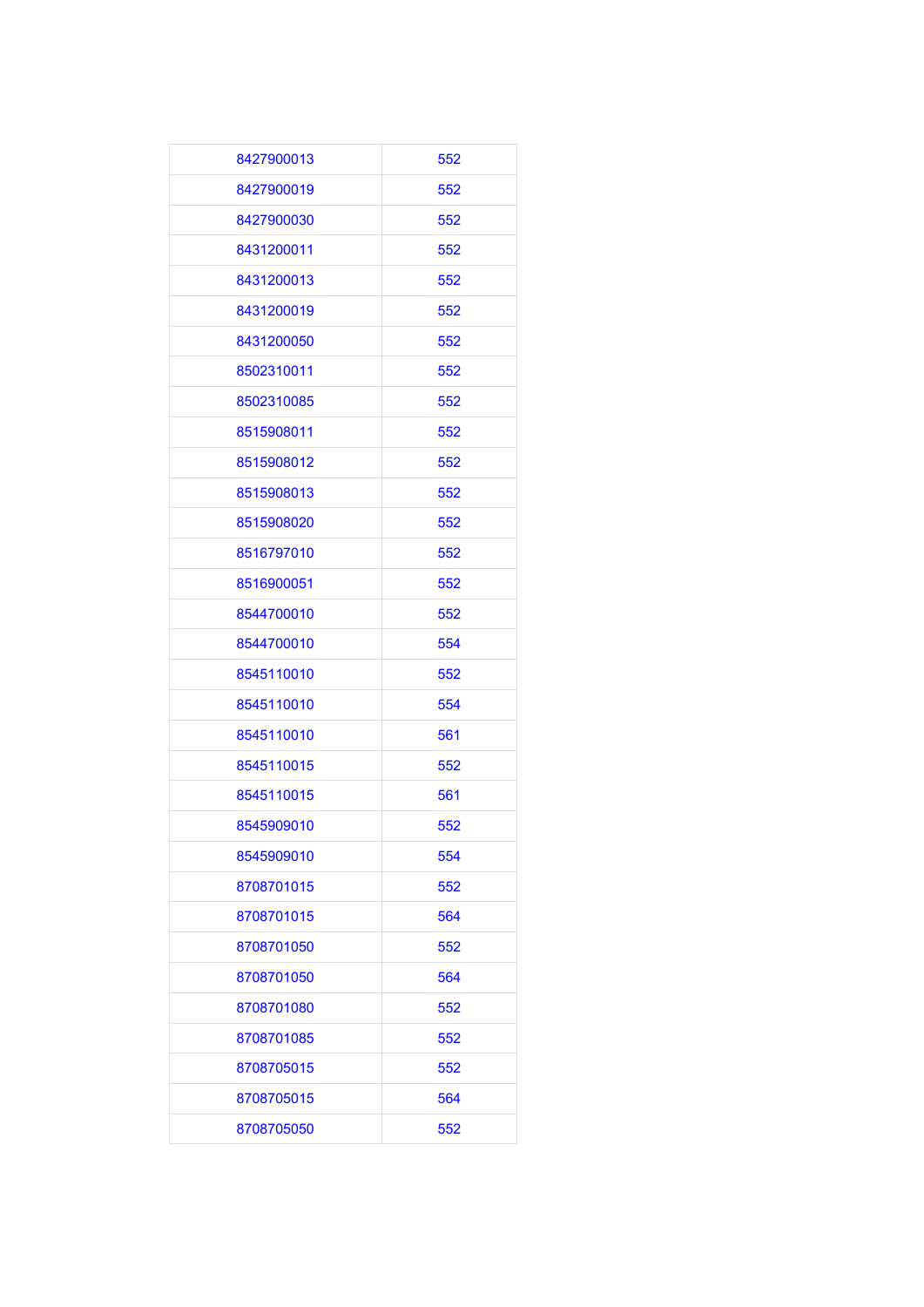| | |
|---|---|
| 8427900013 | 552 |
| 8427900019 | 552 |
| 8427900030 | 552 |
| 8431200011 | 552 |
| 8431200013 | 552 |
| 8431200019 | 552 |
| 8431200050 | 552 |
| 8502310011 | 552 |
| 8502310085 | 552 |
| 8515908011 | 552 |
| 8515908012 | 552 |
| 8515908013 | 552 |
| 8515908020 | 552 |
| 8516797010 | 552 |
| 8516900051 | 552 |
| 8544700010 | 552 |
| 8544700010 | 554 |
| 8545110010 | 552 |
| 8545110010 | 554 |
| 8545110010 | 561 |
| 8545110015 | 552 |
| 8545110015 | 561 |
| 8545909010 | 552 |
| 8545909010 | 554 |
| 8708701015 | 552 |
| 8708701015 | 564 |
| 8708701050 | 552 |
| 8708701050 | 564 |
| 8708701080 | 552 |
| 8708701085 | 552 |
| 8708705015 | 552 |
| 8708705015 | 564 |
| 8708705050 | 552 |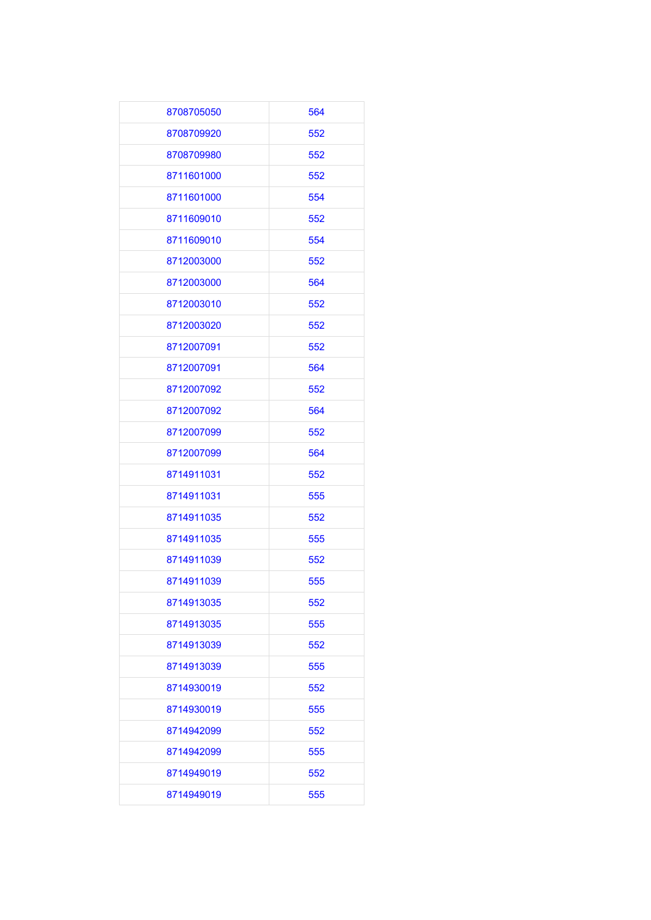| | |
|---|---|
| 8708705050 | 564 |
| 8708709920 | 552 |
| 8708709980 | 552 |
| 8711601000 | 552 |
| 8711601000 | 554 |
| 8711609010 | 552 |
| 8711609010 | 554 |
| 8712003000 | 552 |
| 8712003000 | 564 |
| 8712003010 | 552 |
| 8712003020 | 552 |
| 8712007091 | 552 |
| 8712007091 | 564 |
| 8712007092 | 552 |
| 8712007092 | 564 |
| 8712007099 | 552 |
| 8712007099 | 564 |
| 8714911031 | 552 |
| 8714911031 | 555 |
| 8714911035 | 552 |
| 8714911035 | 555 |
| 8714911039 | 552 |
| 8714911039 | 555 |
| 8714913035 | 552 |
| 8714913035 | 555 |
| 8714913039 | 552 |
| 8714913039 | 555 |
| 8714930019 | 552 |
| 8714930019 | 555 |
| 8714942099 | 552 |
| 8714942099 | 555 |
| 8714949019 | 552 |
| 8714949019 | 555 |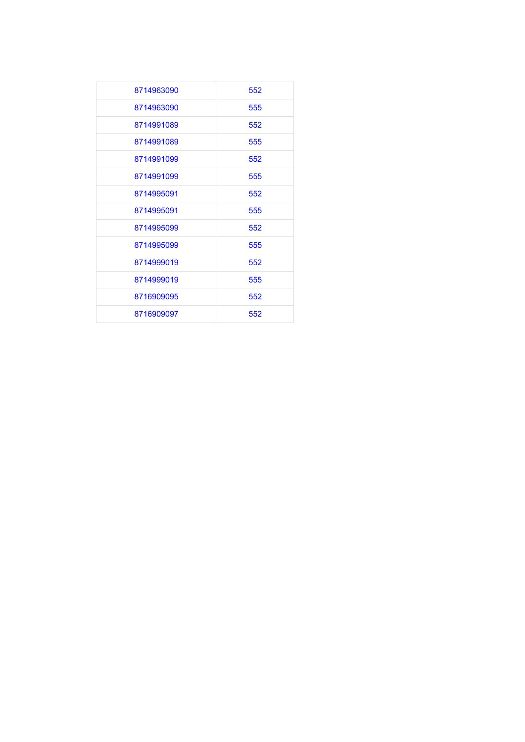| | |
|---|---|
| 8714963090 | 552 |
| 8714963090 | 555 |
| 8714991089 | 552 |
| 8714991089 | 555 |
| 8714991099 | 552 |
| 8714991099 | 555 |
| 8714995091 | 552 |
| 8714995091 | 555 |
| 8714995099 | 552 |
| 8714995099 | 555 |
| 8714999019 | 552 |
| 8714999019 | 555 |
| 8716909095 | 552 |
| 8716909097 | 552 |